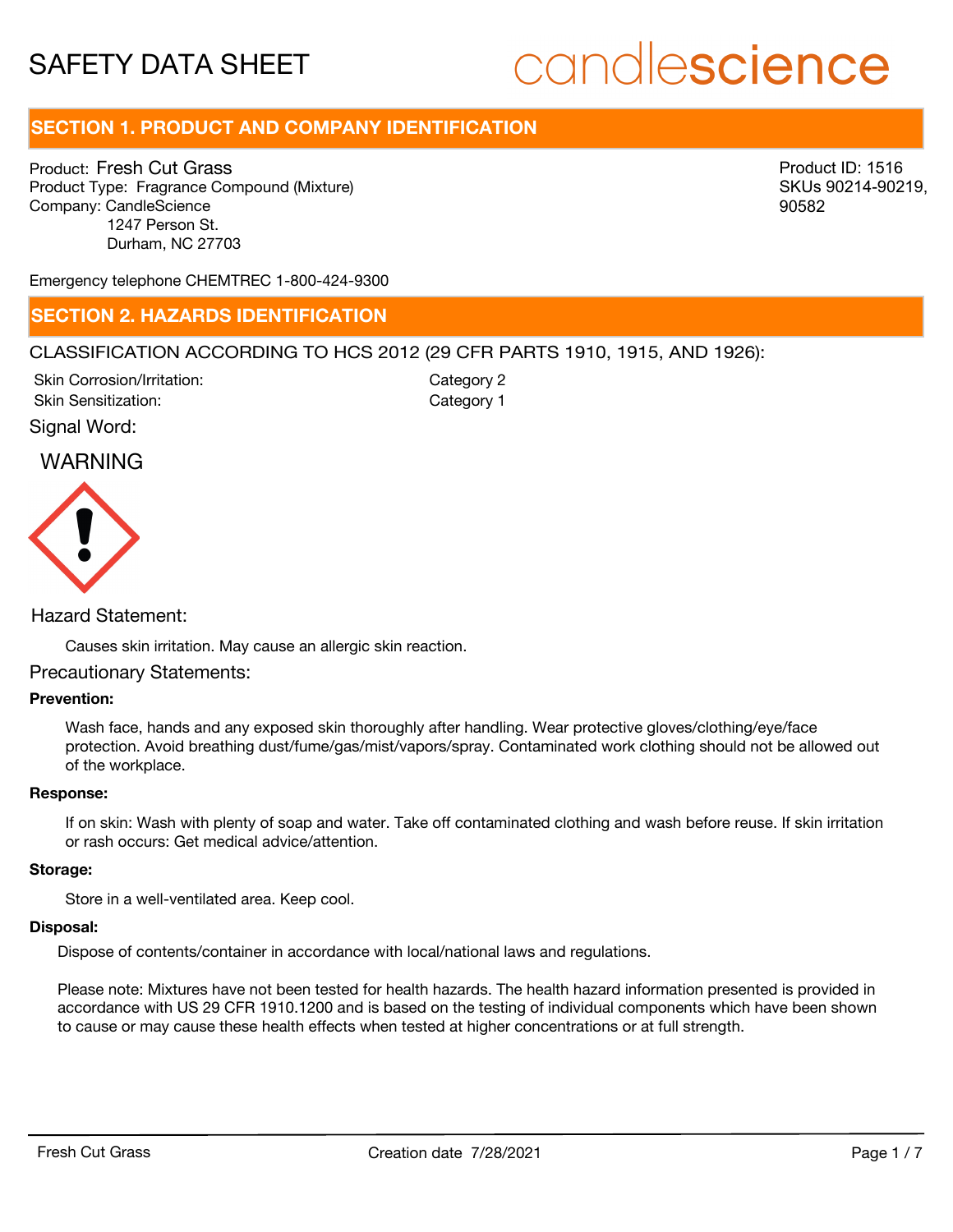# SAFETY DATA SHEET

candlescience

## SECTION 1. PRODUCT AND COMPANY IDENTIFICATION

Product: Fresh Cut Grass
Product Type: Fragrance Compound (Mixture)
Company: CandleScience
1247 Person St.
Durham, NC 27703

Product ID: 1516
SKUs 90214-90219, 90582

Emergency telephone CHEMTREC 1-800-424-9300

## SECTION 2. HAZARDS IDENTIFICATION

CLASSIFICATION ACCORDING TO HCS 2012 (29 CFR PARTS 1910, 1915, AND 1926):

| | |
|---|---|
| Skin Corrosion/Irritation: | Category 2 |
| Skin Sensitization: | Category 1 |

Signal Word:

WARNING

Hazard Statement:

Causes skin irritation. May cause an allergic skin reaction.

Precautionary Statements:

**Prevention:**

Wash face, hands and any exposed skin thoroughly after handling. Wear protective gloves/clothing/eye/face protection. Avoid breathing dust/fume/gas/mist/vapors/spray. Contaminated work clothing should not be allowed out of the workplace.

**Response:**

If on skin: Wash with plenty of soap and water. Take off contaminated clothing and wash before reuse. If skin irritation or rash occurs: Get medical advice/attention.

**Storage:**

Store in a well-ventilated area. Keep cool.

**Disposal:**

Dispose of contents/container in accordance with local/national laws and regulations.

Please note: Mixtures have not been tested for health hazards. The health hazard information presented is provided in accordance with US 29 CFR 1910.1200 and is based on the testing of individual components which have been shown to cause or may cause these health effects when tested at higher concentrations or at full strength.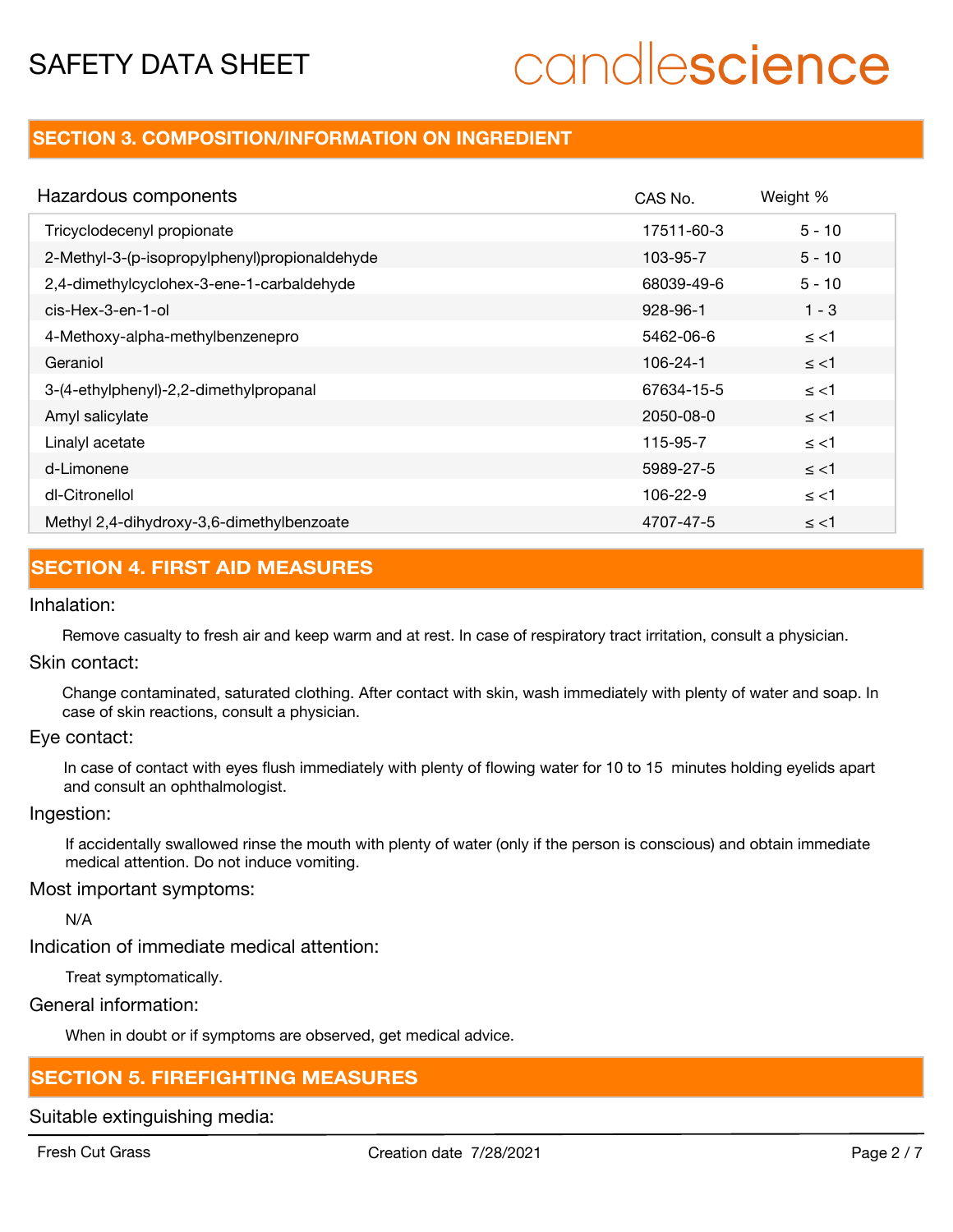## SECTION 3. COMPOSITION/INFORMATION ON INGREDIENT

| Hazardous components | CAS No. | Weight % |
|---|---|---|
| Tricyclodecenyl propionate | 17511-60-3 | 5 - 10 |
| 2-Methyl-3-(p-isopropylphenyl)propionaldehyde | 103-95-7 | 5 - 10 |
| 2,4-dimethylcyclohex-3-ene-1-carbaldehyde | 68039-49-6 | 5 - 10 |
| cis-Hex-3-en-1-ol | 928-96-1 | 1 - 3 |
| 4-Methoxy-alpha-methylbenzenepro | 5462-06-6 | ≤ <1 |
| Geraniol | 106-24-1 | ≤ <1 |
| 3-(4-ethylphenyl)-2,2-dimethylpropanal | 67634-15-5 | ≤ <1 |
| Amyl salicylate | 2050-08-0 | ≤ <1 |
| Linalyl acetate | 115-95-7 | ≤ <1 |
| d-Limonene | 5989-27-5 | ≤ <1 |
| dl-Citronellol | 106-22-9 | ≤ <1 |
| Methyl 2,4-dihydroxy-3,6-dimethylbenzoate | 4707-47-5 | ≤ <1 |

## SECTION 4. FIRST AID MEASURES

### Inhalation:

Remove casualty to fresh air and keep warm and at rest. In case of respiratory tract irritation, consult a physician.

### Skin contact:

Change contaminated, saturated clothing. After contact with skin, wash immediately with plenty of water and soap. In case of skin reactions, consult a physician.

### Eye contact:

In case of contact with eyes flush immediately with plenty of flowing water for 10 to 15 minutes holding eyelids apart and consult an ophthalmologist.

### Ingestion:

If accidentally swallowed rinse the mouth with plenty of water (only if the person is conscious) and obtain immediate medical attention. Do not induce vomiting.

### Most important symptoms:

N/A

### Indication of immediate medical attention:

Treat symptomatically.

### General information:

When in doubt or if symptoms are observed, get medical advice.

## SECTION 5. FIREFIGHTING MEASURES

### Suitable extinguishing media: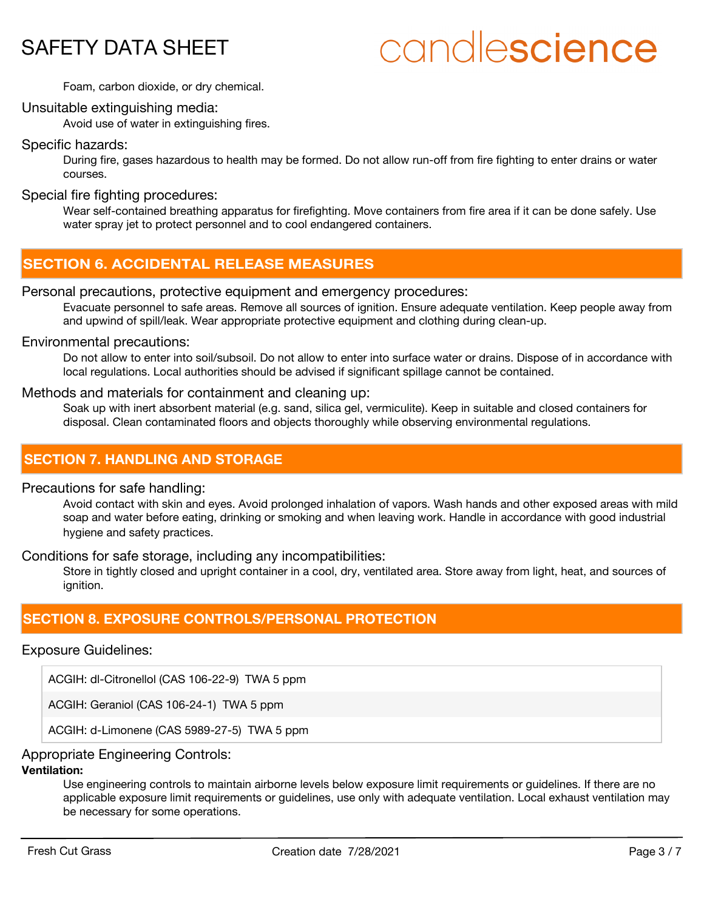Foam, carbon dioxide, or dry chemical.

Unsuitable extinguishing media:

Avoid use of water in extinguishing fires.

Specific hazards:

During fire, gases hazardous to health may be formed. Do not allow run-off from fire fighting to enter drains or water courses.

Special fire fighting procedures:

Wear self-contained breathing apparatus for firefighting. Move containers from fire area if it can be done safely. Use water spray jet to protect personnel and to cool endangered containers.

## SECTION 6. ACCIDENTAL RELEASE MEASURES

Personal precautions, protective equipment and emergency procedures:

Evacuate personnel to safe areas. Remove all sources of ignition. Ensure adequate ventilation. Keep people away from and upwind of spill/leak. Wear appropriate protective equipment and clothing during clean-up.

Environmental precautions:

Do not allow to enter into soil/subsoil. Do not allow to enter into surface water or drains. Dispose of in accordance with local regulations. Local authorities should be advised if significant spillage cannot be contained.

Methods and materials for containment and cleaning up:

Soak up with inert absorbent material (e.g. sand, silica gel, vermiculite). Keep in suitable and closed containers for disposal. Clean contaminated floors and objects thoroughly while observing environmental regulations.

## SECTION 7. HANDLING AND STORAGE

Precautions for safe handling:

Avoid contact with skin and eyes. Avoid prolonged inhalation of vapors. Wash hands and other exposed areas with mild soap and water before eating, drinking or smoking and when leaving work. Handle in accordance with good industrial hygiene and safety practices.

Conditions for safe storage, including any incompatibilities:

Store in tightly closed and upright container in a cool, dry, ventilated area. Store away from light, heat, and sources of ignition.

## SECTION 8. EXPOSURE CONTROLS/PERSONAL PROTECTION

Exposure Guidelines:

| |
|---|
| ACGIH: dl-Citronellol (CAS 106-22-9) TWA 5 ppm |
| ACGIH: Geraniol (CAS 106-24-1) TWA 5 ppm |
| ACGIH: d-Limonene (CAS 5989-27-5) TWA 5 ppm |

Appropriate Engineering Controls:

**Ventilation:**

Use engineering controls to maintain airborne levels below exposure limit requirements or guidelines. If there are no applicable exposure limit requirements or guidelines, use only with adequate ventilation. Local exhaust ventilation may be necessary for some operations.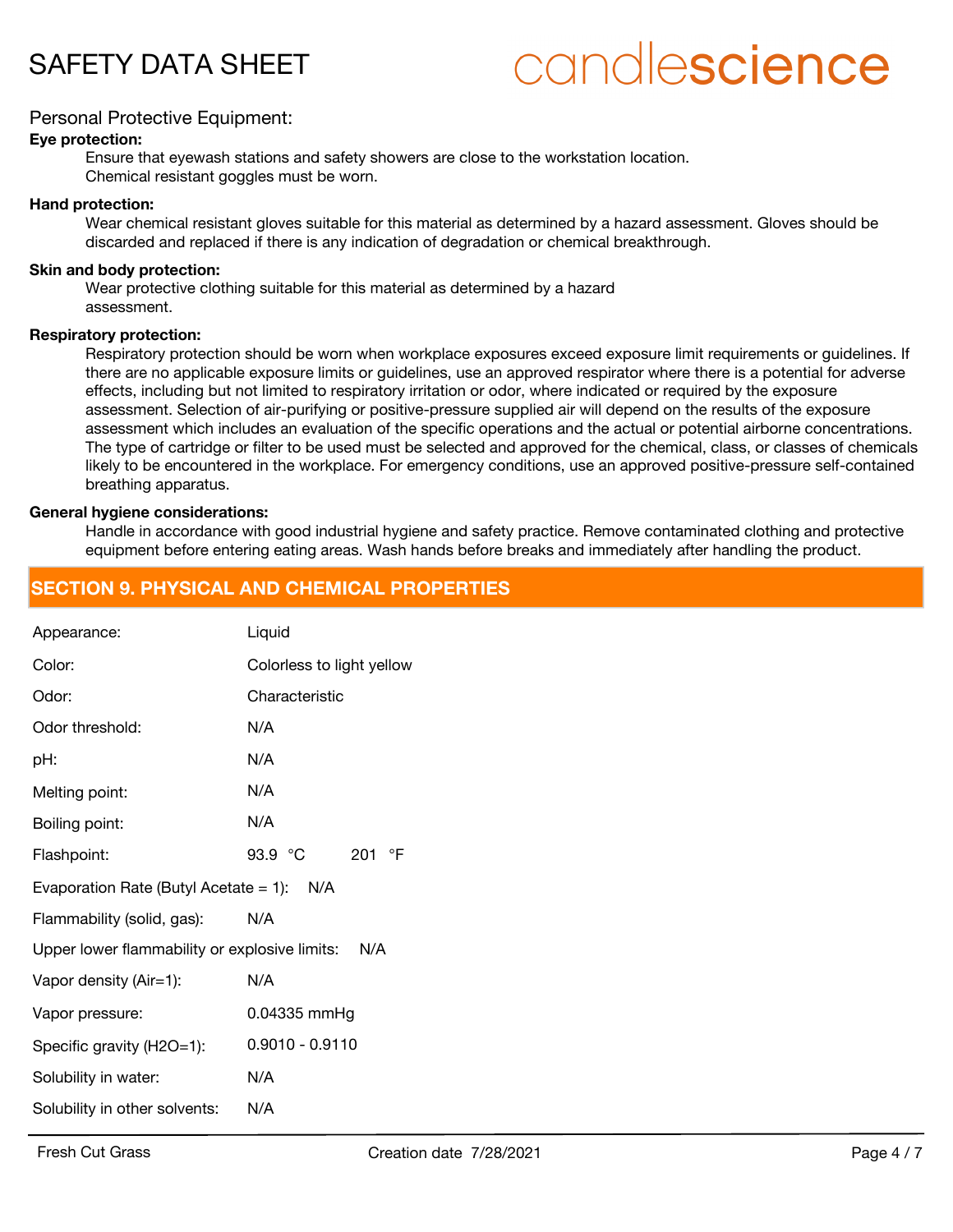### Personal Protective Equipment:

**Eye protection:**

Ensure that eyewash stations and safety showers are close to the workstation location.
Chemical resistant goggles must be worn.

**Hand protection:**

Wear chemical resistant gloves suitable for this material as determined by a hazard assessment. Gloves should be discarded and replaced if there is any indication of degradation or chemical breakthrough.

**Skin and body protection:**

Wear protective clothing suitable for this material as determined by a hazard assessment.

**Respiratory protection:**

Respiratory protection should be worn when workplace exposures exceed exposure limit requirements or guidelines. If there are no applicable exposure limits or guidelines, use an approved respirator where there is a potential for adverse effects, including but not limited to respiratory irritation or odor, where indicated or required by the exposure assessment. Selection of air-purifying or positive-pressure supplied air will depend on the results of the exposure assessment which includes an evaluation of the specific operations and the actual or potential airborne concentrations. The type of cartridge or filter to be used must be selected and approved for the chemical, class, or classes of chemicals likely to be encountered in the workplace. For emergency conditions, use an approved positive-pressure self-contained breathing apparatus.

**General hygiene considerations:**

Handle in accordance with good industrial hygiene and safety practice. Remove contaminated clothing and protective equipment before entering eating areas. Wash hands before breaks and immediately after handling the product.

## SECTION 9. PHYSICAL AND CHEMICAL PROPERTIES

| Property | Value |
|---|---|
| Appearance: | Liquid |
| Color: | Colorless to light yellow |
| Odor: | Characteristic |
| Odor threshold: | N/A |
| pH: | N/A |
| Melting point: | N/A |
| Boiling point: | N/A |
| Flashpoint: | 93.9 °C 201 °F |
| Evaporation Rate (Butyl Acetate = 1): | N/A |
| Flammability (solid, gas): | N/A |
| Upper lower flammability or explosive limits: | N/A |
| Vapor density (Air=1): | N/A |
| Vapor pressure: | 0.04335 mmHg |
| Specific gravity (H2O=1): | 0.9010 - 0.9110 |
| Solubility in water: | N/A |
| Solubility in other solvents: | N/A |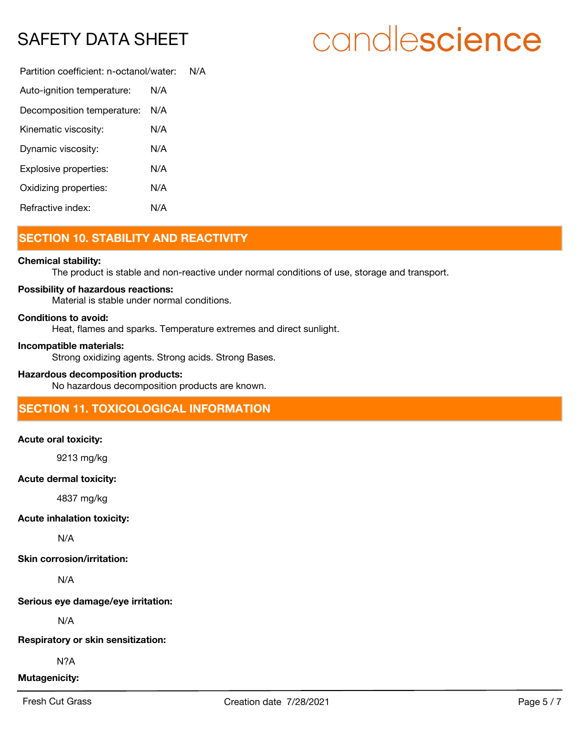Partition coefficient: n-octanol/water: N/A

Auto-ignition temperature: N/A

Decomposition temperature: N/A

Kinematic viscosity: N/A

Dynamic viscosity: N/A

Explosive properties: N/A

Oxidizing properties: N/A

Refractive index: N/A

## SECTION 10. STABILITY AND REACTIVITY

**Chemical stability:**
The product is stable and non-reactive under normal conditions of use, storage and transport.

**Possibility of hazardous reactions:**
Material is stable under normal conditions.

**Conditions to avoid:**
Heat, flames and sparks. Temperature extremes and direct sunlight.

**Incompatible materials:**
Strong oxidizing agents. Strong acids. Strong Bases.

**Hazardous decomposition products:**
No hazardous decomposition products are known.

## SECTION 11. TOXICOLOGICAL INFORMATION

**Acute oral toxicity:**

9213 mg/kg

**Acute dermal toxicity:**

4837 mg/kg

**Acute inhalation toxicity:**

N/A

**Skin corrosion/irritation:**

N/A

**Serious eye damage/eye irritation:**

N/A

**Respiratory or skin sensitization:**

N?A

**Mutagenicity:**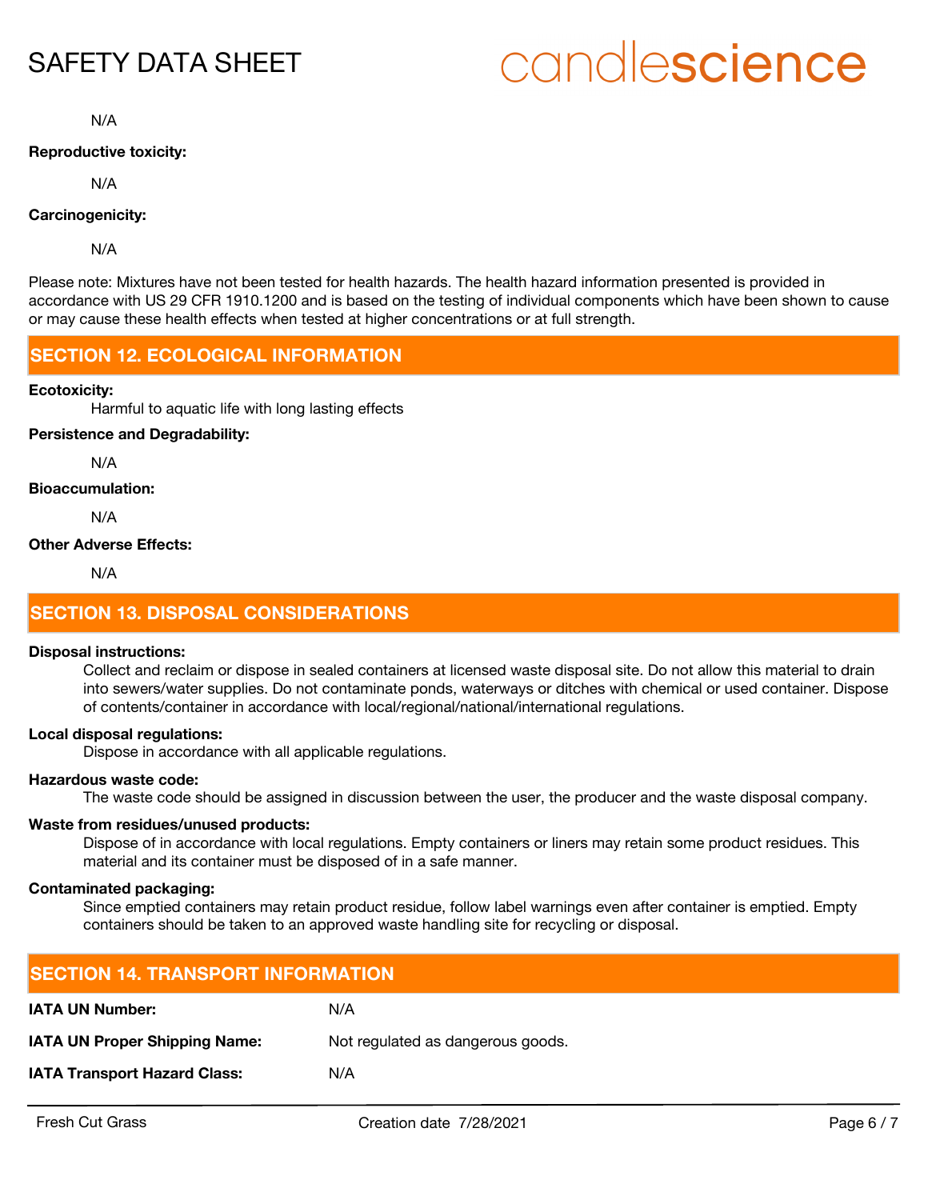N/A

**Reproductive toxicity:**

N/A

**Carcinogenicity:**

N/A

Please note: Mixtures have not been tested for health hazards. The health hazard information presented is provided in accordance with US 29 CFR 1910.1200 and is based on the testing of individual components which have been shown to cause or may cause these health effects when tested at higher concentrations or at full strength.

## SECTION 12. ECOLOGICAL INFORMATION

**Ecotoxicity:**

Harmful to aquatic life with long lasting effects

**Persistence and Degradability:**

N/A

**Bioaccumulation:**

N/A

**Other Adverse Effects:**

N/A

## SECTION 13. DISPOSAL CONSIDERATIONS

**Disposal instructions:**

Collect and reclaim or dispose in sealed containers at licensed waste disposal site. Do not allow this material to drain into sewers/water supplies. Do not contaminate ponds, waterways or ditches with chemical or used container. Dispose of contents/container in accordance with local/regional/national/international regulations.

**Local disposal regulations:**

Dispose in accordance with all applicable regulations.

**Hazardous waste code:**

The waste code should be assigned in discussion between the user, the producer and the waste disposal company.

**Waste from residues/unused products:**

Dispose of in accordance with local regulations. Empty containers or liners may retain some product residues. This material and its container must be disposed of in a safe manner.

**Contaminated packaging:**

Since emptied containers may retain product residue, follow label warnings even after container is emptied. Empty containers should be taken to an approved waste handling site for recycling or disposal.

## SECTION 14. TRANSPORT INFORMATION

| | |
|---|---|
| **IATA UN Number:** | N/A |
| **IATA UN Proper Shipping Name:** | Not regulated as dangerous goods. |
| **IATA Transport Hazard Class:** | N/A |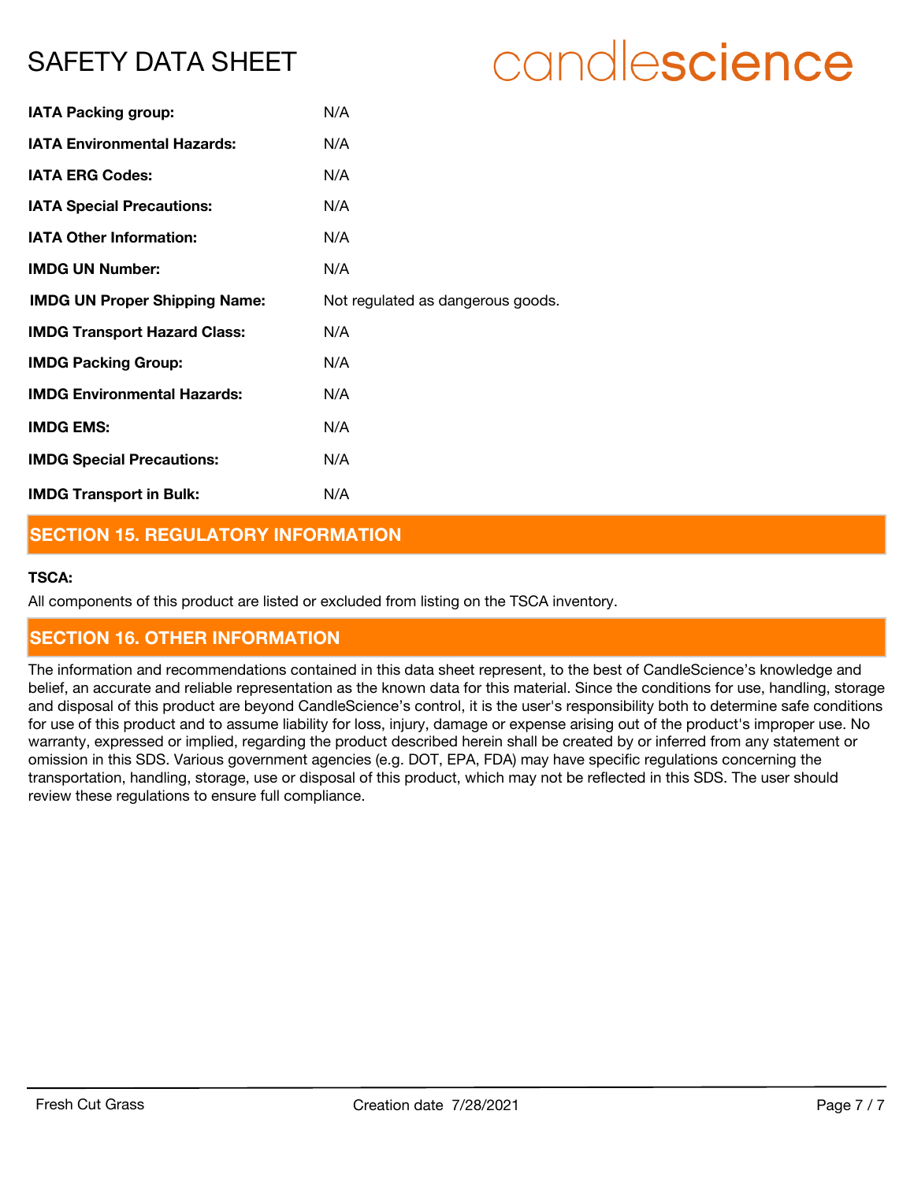| | |
|---|---|
| **IATA Packing group:** | N/A |
| **IATA Environmental Hazards:** | N/A |
| **IATA ERG Codes:** | N/A |
| **IATA Special Precautions:** | N/A |
| **IATA Other Information:** | N/A |
| **IMDG UN Number:** | N/A |
| **IMDG UN Proper Shipping Name:** | Not regulated as dangerous goods. |
| **IMDG Transport Hazard Class:** | N/A |
| **IMDG Packing Group:** | N/A |
| **IMDG Environmental Hazards:** | N/A |
| **IMDG EMS:** | N/A |
| **IMDG Special Precautions:** | N/A |
| **IMDG Transport in Bulk:** | N/A |

## SECTION 15. REGULATORY INFORMATION

**TSCA:**

All components of this product are listed or excluded from listing on the TSCA inventory.

## SECTION 16. OTHER INFORMATION

The information and recommendations contained in this data sheet represent, to the best of CandleScience's knowledge and belief, an accurate and reliable representation as the known data for this material. Since the conditions for use, handling, storage and disposal of this product are beyond CandleScience's control, it is the user's responsibility both to determine safe conditions for use of this product and to assume liability for loss, injury, damage or expense arising out of the product's improper use. No warranty, expressed or implied, regarding the product described herein shall be created by or inferred from any statement or omission in this SDS. Various government agencies (e.g. DOT, EPA, FDA) may have specific regulations concerning the transportation, handling, storage, use or disposal of this product, which may not be reflected in this SDS. The user should review these regulations to ensure full compliance.